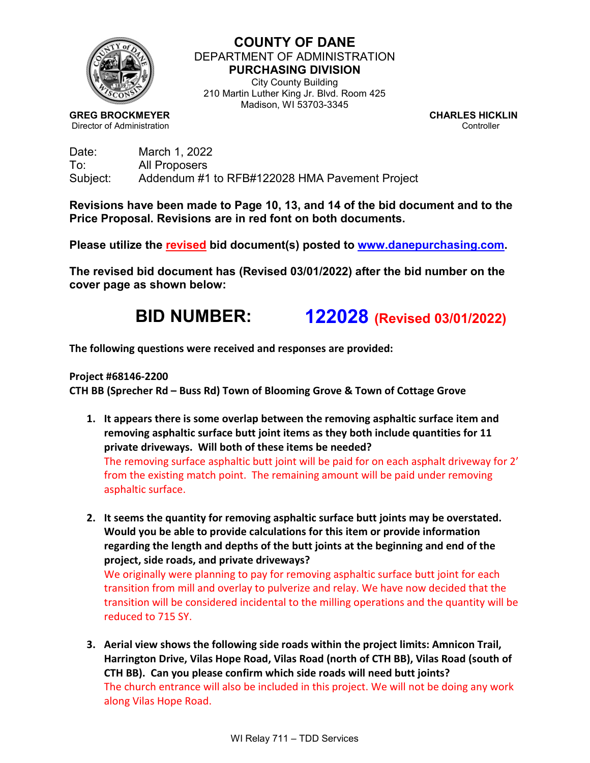# COUNTY OF DANE

DEPARTMENT OF ADMINISTRATION

**PURCHASING DIVISION**

City County Building
210 Martin Luther King Jr. Blvd. Room 425
Madison, WI 53703-3345

**GREG BROCKMEYER**
Director of Administration

**CHARLES HICKLIN**
Controller

Date: March 1, 2022
To: All Proposers
Subject: Addendum #1 to RFB#122028 HMA Pavement Project

**Revisions have been made to Page 10, 13, and 14 of the bid document and to the Price Proposal. Revisions are in red font on both documents.**

**Please utilize the revised bid document(s) posted to www.danepurchasing.com.**

**The revised bid document has (Revised 03/01/2022) after the bid number on the cover page as shown below:**

## BID NUMBER: 122028 (Revised 03/01/2022)

**The following questions were received and responses are provided:**

**Project #68146-2200**
**CTH BB (Sprecher Rd – Buss Rd) Town of Blooming Grove & Town of Cottage Grove**

1. **It appears there is some overlap between the removing asphaltic surface item and removing asphaltic surface butt joint items as they both include quantities for 11 private driveways. Will both of these items be needed?**
   The removing surface asphaltic butt joint will be paid for on each asphalt driveway for 2' from the existing match point. The remaining amount will be paid under removing asphaltic surface.

2. **It seems the quantity for removing asphaltic surface butt joints may be overstated. Would you be able to provide calculations for this item or provide information regarding the length and depths of the butt joints at the beginning and end of the project, side roads, and private driveways?**
   We originally were planning to pay for removing asphaltic surface butt joint for each transition from mill and overlay to pulverize and relay. We have now decided that the transition will be considered incidental to the milling operations and the quantity will be reduced to 715 SY.

3. **Aerial view shows the following side roads within the project limits: Amnicon Trail, Harrington Drive, Vilas Hope Road, Vilas Road (north of CTH BB), Vilas Road (south of CTH BB). Can you please confirm which side roads will need butt joints?**
   The church entrance will also be included in this project. We will not be doing any work along Vilas Hope Road.

WI Relay 711 – TDD Services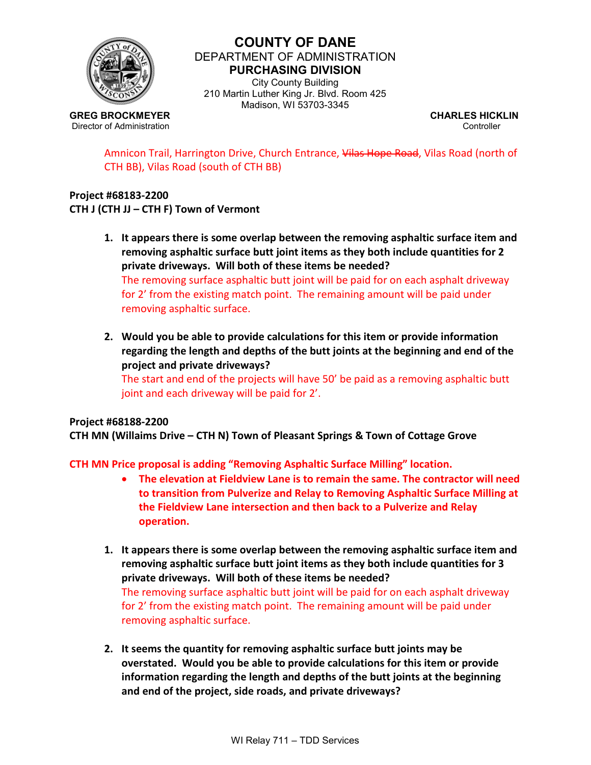# COUNTY OF DANE

DEPARTMENT OF ADMINISTRATION

**PURCHASING DIVISION**

City County Building
210 Martin Luther King Jr. Blvd. Room 425
Madison, WI 53703-3345

**GREG BROCKMEYER**
Director of Administration

**CHARLES HICKLIN**
Controller

Amnicon Trail, Harrington Drive, Church Entrance, ~~Vilas Hope Road~~, Vilas Road (north of CTH BB), Vilas Road (south of CTH BB)

**Project #68183-2200**
**CTH J (CTH JJ – CTH F) Town of Vermont**

1. **It appears there is some overlap between the removing asphaltic surface item and removing asphaltic surface butt joint items as they both include quantities for 2 private driveways. Will both of these items be needed?**
   The removing surface asphaltic butt joint will be paid for on each asphalt driveway for 2' from the existing match point. The remaining amount will be paid under removing asphaltic surface.

2. **Would you be able to provide calculations for this item or provide information regarding the length and depths of the butt joints at the beginning and end of the project and private driveways?**
   The start and end of the projects will have 50' be paid as a removing asphaltic butt joint and each driveway will be paid for 2'.

**Project #68188-2200**
**CTH MN (Willaims Drive – CTH N) Town of Pleasant Springs & Town of Cottage Grove**

**CTH MN Price proposal is adding "Removing Asphaltic Surface Milling" location.**

- **The elevation at Fieldview Lane is to remain the same. The contractor will need to transition from Pulverize and Relay to Removing Asphaltic Surface Milling at the Fieldview Lane intersection and then back to a Pulverize and Relay operation.**

1. **It appears there is some overlap between the removing asphaltic surface item and removing asphaltic surface butt joint items as they both include quantities for 3 private driveways. Will both of these items be needed?**
   The removing surface asphaltic butt joint will be paid for on each asphalt driveway for 2' from the existing match point. The remaining amount will be paid under removing asphaltic surface.

2. **It seems the quantity for removing asphaltic surface butt joints may be overstated. Would you be able to provide calculations for this item or provide information regarding the length and depths of the butt joints at the beginning and end of the project, side roads, and private driveways?**

WI Relay 711 – TDD Services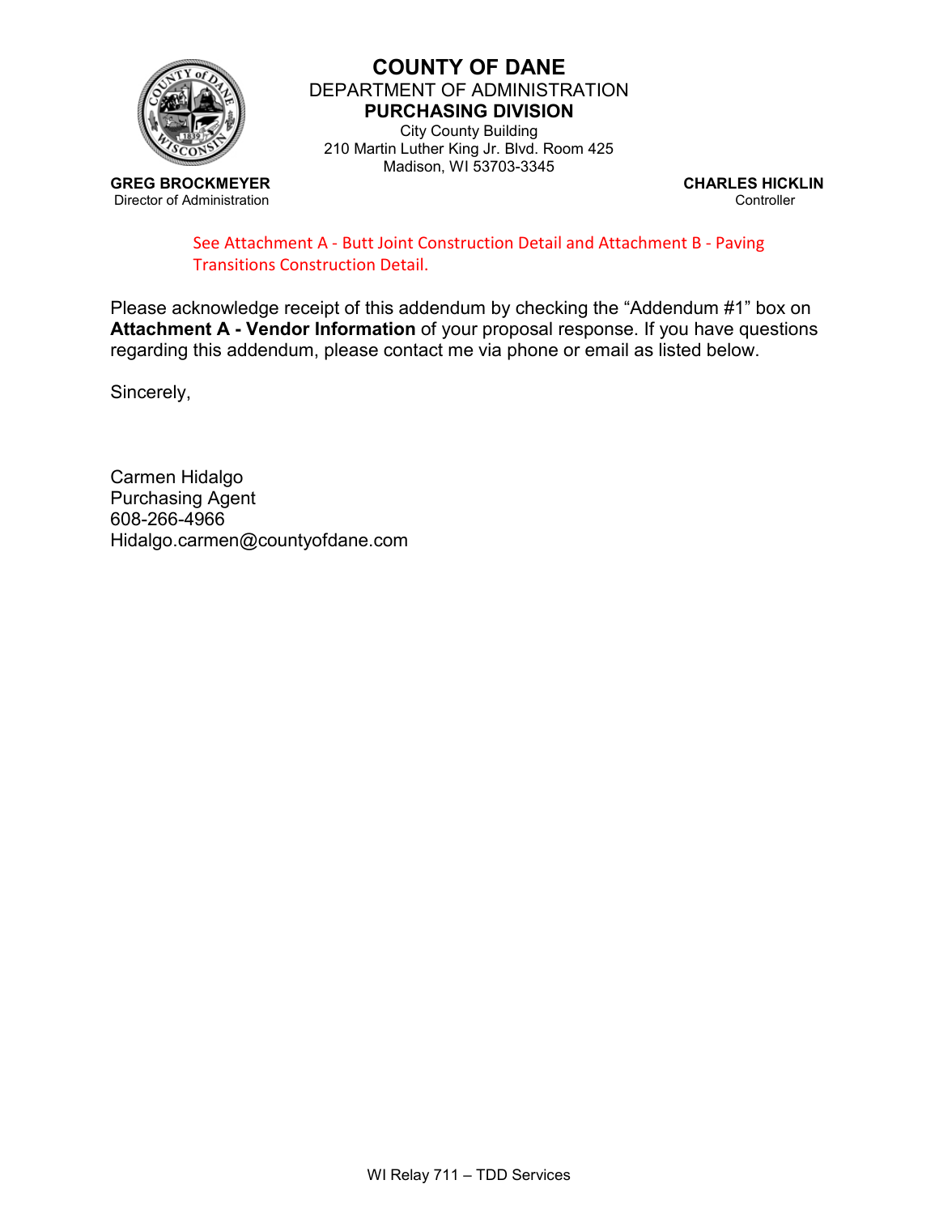# COUNTY OF DANE

DEPARTMENT OF ADMINISTRATION

**PURCHASING DIVISION**

City County Building
210 Martin Luther King Jr. Blvd. Room 425
Madison, WI 53703-3345

**GREG BROCKMEYER**
Director of Administration

**CHARLES HICKLIN**
Controller

See Attachment A - Butt Joint Construction Detail and Attachment B - Paving Transitions Construction Detail.

Please acknowledge receipt of this addendum by checking the "Addendum #1" box on **Attachment A - Vendor Information** of your proposal response. If you have questions regarding this addendum, please contact me via phone or email as listed below.

Sincerely,

Carmen Hidalgo
Purchasing Agent
608-266-4966
Hidalgo.carmen@countyofdane.com

WI Relay 711 – TDD Services